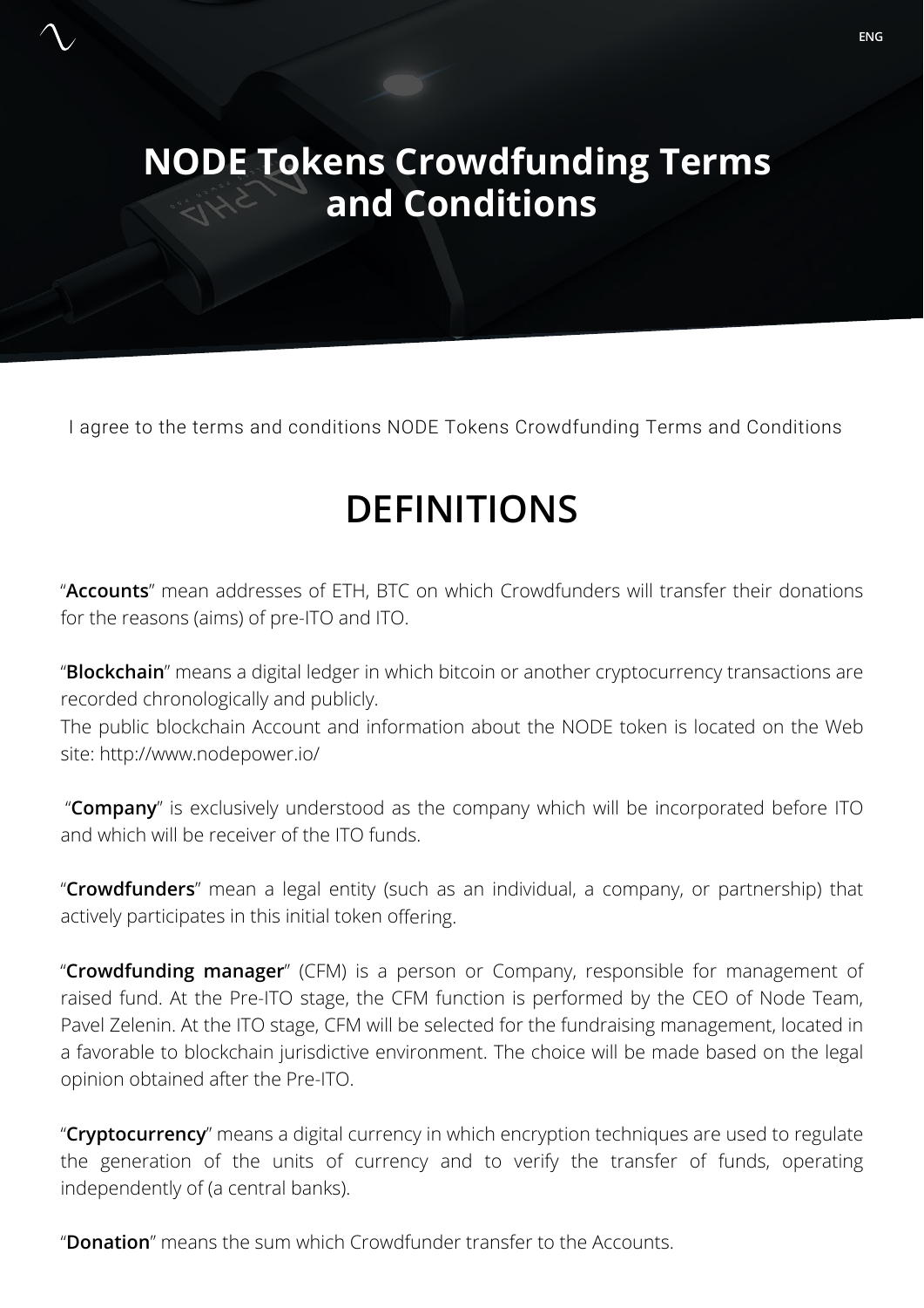# NODE Tokens Crowdfunding Terms and Conditions

I agree to the terms and conditions NODE Tokens Crowdfunding Terms and Conditions

## DEFINITIONS

"**Accounts**" mean addresses of ETH, BTC on which Crowdfunders will transfer their donations for the reasons (aims) of pre-ITO and ITO.

"**Blockchain**" means a digital ledger in which bitcoin or another cryptocurrency transactions are recorded chronologically and publicly.
The public blockchain Account and information about the NODE token is located on the Web site: http://www.nodepower.io/

"**Company**" is exclusively understood as the company which will be incorporated before ITO and which will be receiver of the ITO funds.

"**Crowdfunders**" mean a legal entity (such as an individual, a company, or partnership) that actively participates in this initial token offering.

"**Crowdfunding manager**" (CFM) is a person or Company, responsible for management of raised fund. At the Pre-ITO stage, the CFM function is performed by the CEO of Node Team, Pavel Zelenin. At the ITO stage, CFM will be selected for the fundraising management, located in a favorable to blockchain jurisdictive environment. The choice will be made based on the legal opinion obtained after the Pre-ITO.

"**Cryptocurrency**" means a digital currency in which encryption techniques are used to regulate the generation of the units of currency and to verify the transfer of funds, operating independently of (a central banks).

"**Donation**" means the sum which Crowdfunder transfer to the Accounts.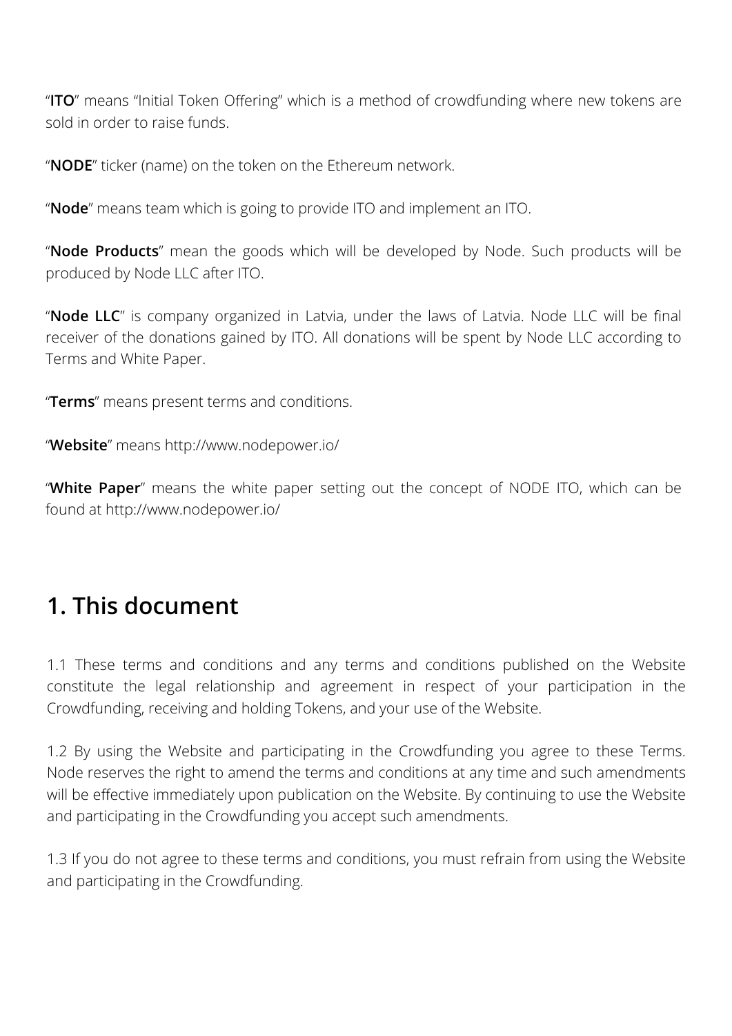"**ITO**" means "Initial Token Offering" which is a method of crowdfunding where new tokens are sold in order to raise funds.

"**NODE**" ticker (name) on the token on the Ethereum network.

"**Node**" means team which is going to provide ITO and implement an ITO.

"**Node Products**" mean the goods which will be developed by Node. Such products will be produced by Node LLC after ITO.

"**Node LLC**" is company organized in Latvia, under the laws of Latvia. Node LLC will be final receiver of the donations gained by ITO. All donations will be spent by Node LLC according to Terms and White Paper.

"**Terms**" means present terms and conditions.

"**Website**" means http://www.nodepower.io/

"**White Paper**" means the white paper setting out the concept of NODE ITO, which can be found at http://www.nodepower.io/

## 1. This document

1.1 These terms and conditions and any terms and conditions published on the Website constitute the legal relationship and agreement in respect of your participation in the Crowdfunding, receiving and holding Tokens, and your use of the Website.

1.2 By using the Website and participating in the Crowdfunding you agree to these Terms. Node reserves the right to amend the terms and conditions at any time and such amendments will be effective immediately upon publication on the Website. By continuing to use the Website and participating in the Crowdfunding you accept such amendments.

1.3 If you do not agree to these terms and conditions, you must refrain from using the Website and participating in the Crowdfunding.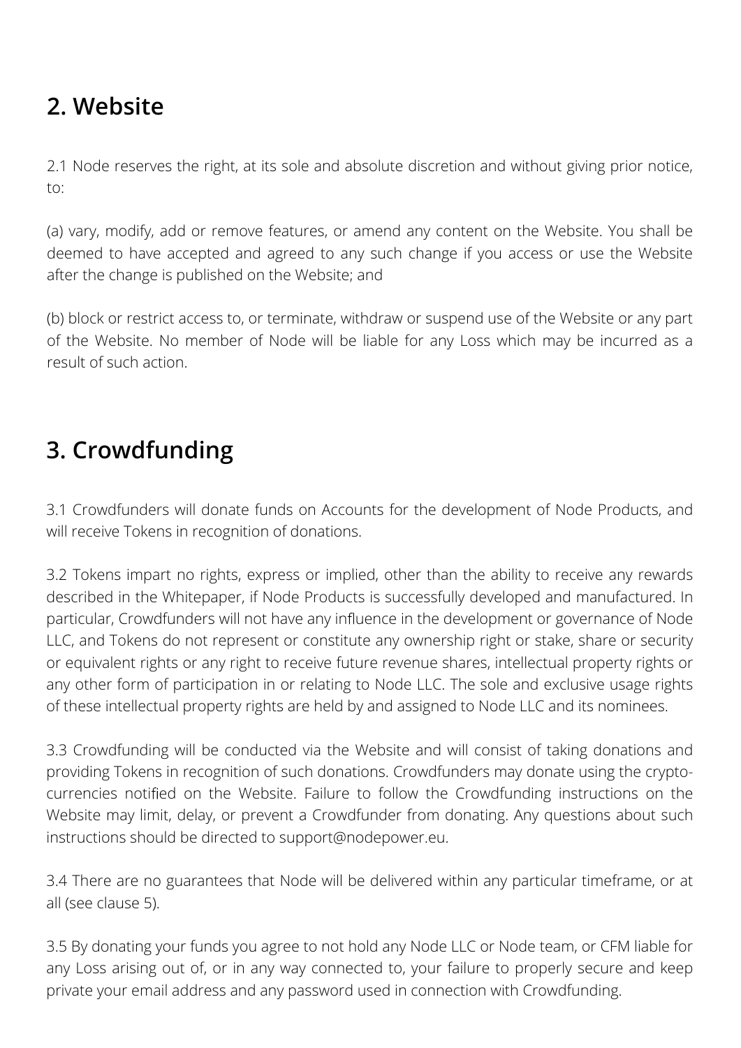## 2. Website

2.1 Node reserves the right, at its sole and absolute discretion and without giving prior notice, to:

(a) vary, modify, add or remove features, or amend any content on the Website. You shall be deemed to have accepted and agreed to any such change if you access or use the Website after the change is published on the Website; and

(b) block or restrict access to, or terminate, withdraw or suspend use of the Website or any part of the Website. No member of Node will be liable for any Loss which may be incurred as a result of such action.

## 3. Crowdfunding

3.1 Crowdfunders will donate funds on Accounts for the development of Node Products, and will receive Tokens in recognition of donations.

3.2 Tokens impart no rights, express or implied, other than the ability to receive any rewards described in the Whitepaper, if Node Products is successfully developed and manufactured. In particular, Crowdfunders will not have any influence in the development or governance of Node LLC, and Tokens do not represent or constitute any ownership right or stake, share or security or equivalent rights or any right to receive future revenue shares, intellectual property rights or any other form of participation in or relating to Node LLC. The sole and exclusive usage rights of these intellectual property rights are held by and assigned to Node LLC and its nominees.

3.3 Crowdfunding will be conducted via the Website and will consist of taking donations and providing Tokens in recognition of such donations. Crowdfunders may donate using the crypto-currencies notified on the Website. Failure to follow the Crowdfunding instructions on the Website may limit, delay, or prevent a Crowdfunder from donating. Any questions about such instructions should be directed to support@nodepower.eu.

3.4 There are no guarantees that Node will be delivered within any particular timeframe, or at all (see clause 5).

3.5 By donating your funds you agree to not hold any Node LLC or Node team, or CFM liable for any Loss arising out of, or in any way connected to, your failure to properly secure and keep private your email address and any password used in connection with Crowdfunding.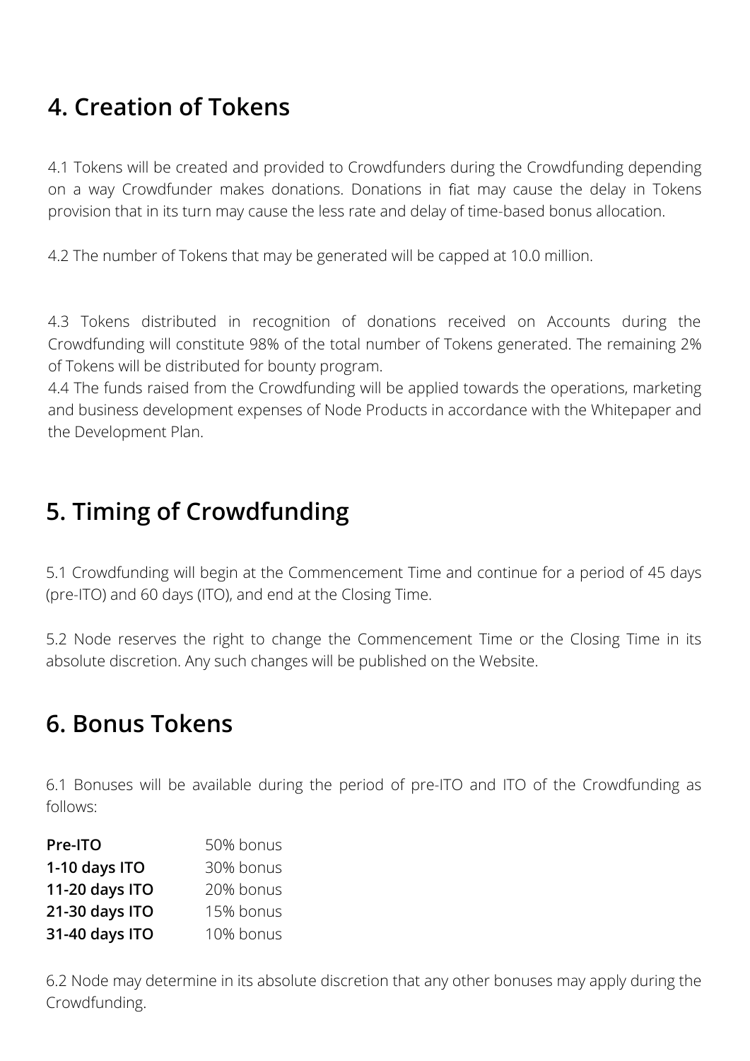## 4. Creation of Tokens

4.1 Tokens will be created and provided to Crowdfunders during the Crowdfunding depending on a way Crowdfunder makes donations. Donations in fiat may cause the delay in Tokens provision that in its turn may cause the less rate and delay of time-based bonus allocation.

4.2 The number of Tokens that may be generated will be capped at 10.0 million.

4.3 Tokens distributed in recognition of donations received on Accounts during the Crowdfunding will constitute 98% of the total number of Tokens generated. The remaining 2% of Tokens will be distributed for bounty program.

4.4 The funds raised from the Crowdfunding will be applied towards the operations, marketing and business development expenses of Node Products in accordance with the Whitepaper and the Development Plan.

## 5. Timing of Crowdfunding

5.1 Crowdfunding will begin at the Commencement Time and continue for a period of 45 days (pre-ITO) and 60 days (ITO), and end at the Closing Time.

5.2 Node reserves the right to change the Commencement Time or the Closing Time in its absolute discretion. Any such changes will be published on the Website.

## 6. Bonus Tokens

6.1 Bonuses will be available during the period of pre-ITO and ITO of the Crowdfunding as follows:

| | |
|---|---|
| **Pre-ITO** | 50% bonus |
| **1-10 days ITO** | 30% bonus |
| **11-20 days ITO** | 20% bonus |
| **21-30 days ITO** | 15% bonus |
| **31-40 days ITO** | 10% bonus |

6.2 Node may determine in its absolute discretion that any other bonuses may apply during the Crowdfunding.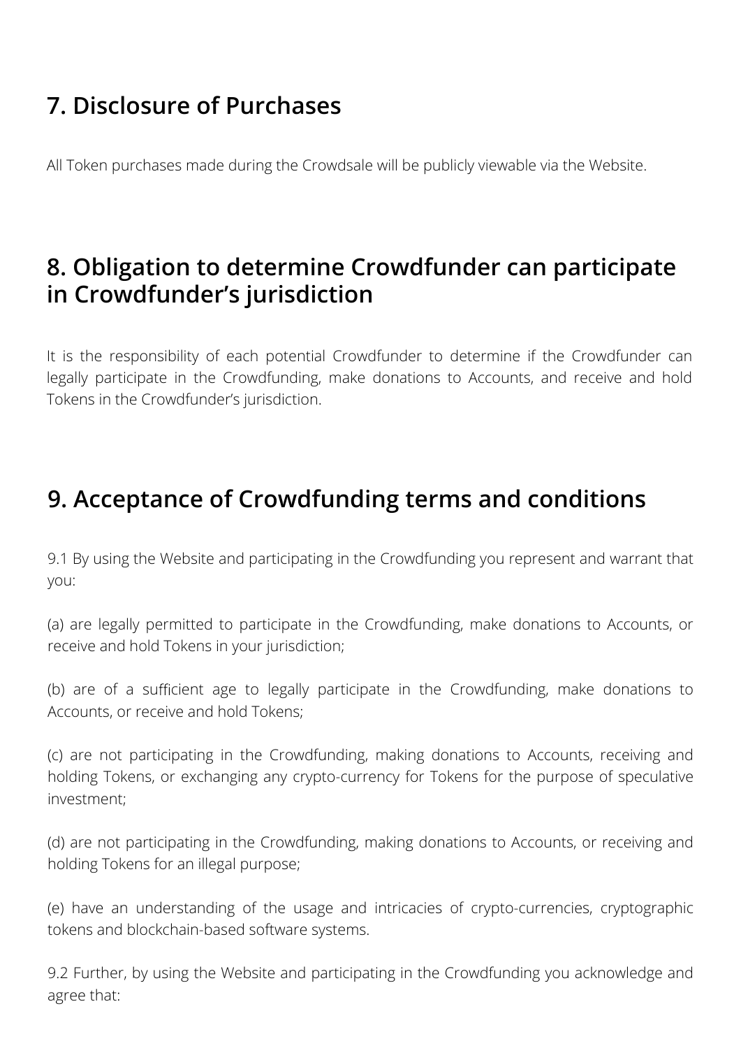## 7. Disclosure of Purchases

All Token purchases made during the Crowdsale will be publicly viewable via the Website.

## 8. Obligation to determine Crowdfunder can participate in Crowdfunder's jurisdiction

It is the responsibility of each potential Crowdfunder to determine if the Crowdfunder can legally participate in the Crowdfunding, make donations to Accounts, and receive and hold Tokens in the Crowdfunder's jurisdiction.

## 9. Acceptance of Crowdfunding terms and conditions

9.1 By using the Website and participating in the Crowdfunding you represent and warrant that you:

(a) are legally permitted to participate in the Crowdfunding, make donations to Accounts, or receive and hold Tokens in your jurisdiction;

(b) are of a sufficient age to legally participate in the Crowdfunding, make donations to Accounts, or receive and hold Tokens;

(c) are not participating in the Crowdfunding, making donations to Accounts, receiving and holding Tokens, or exchanging any crypto-currency for Tokens for the purpose of speculative investment;

(d) are not participating in the Crowdfunding, making donations to Accounts, or receiving and holding Tokens for an illegal purpose;

(e) have an understanding of the usage and intricacies of crypto-currencies, cryptographic tokens and blockchain-based software systems.

9.2 Further, by using the Website and participating in the Crowdfunding you acknowledge and agree that: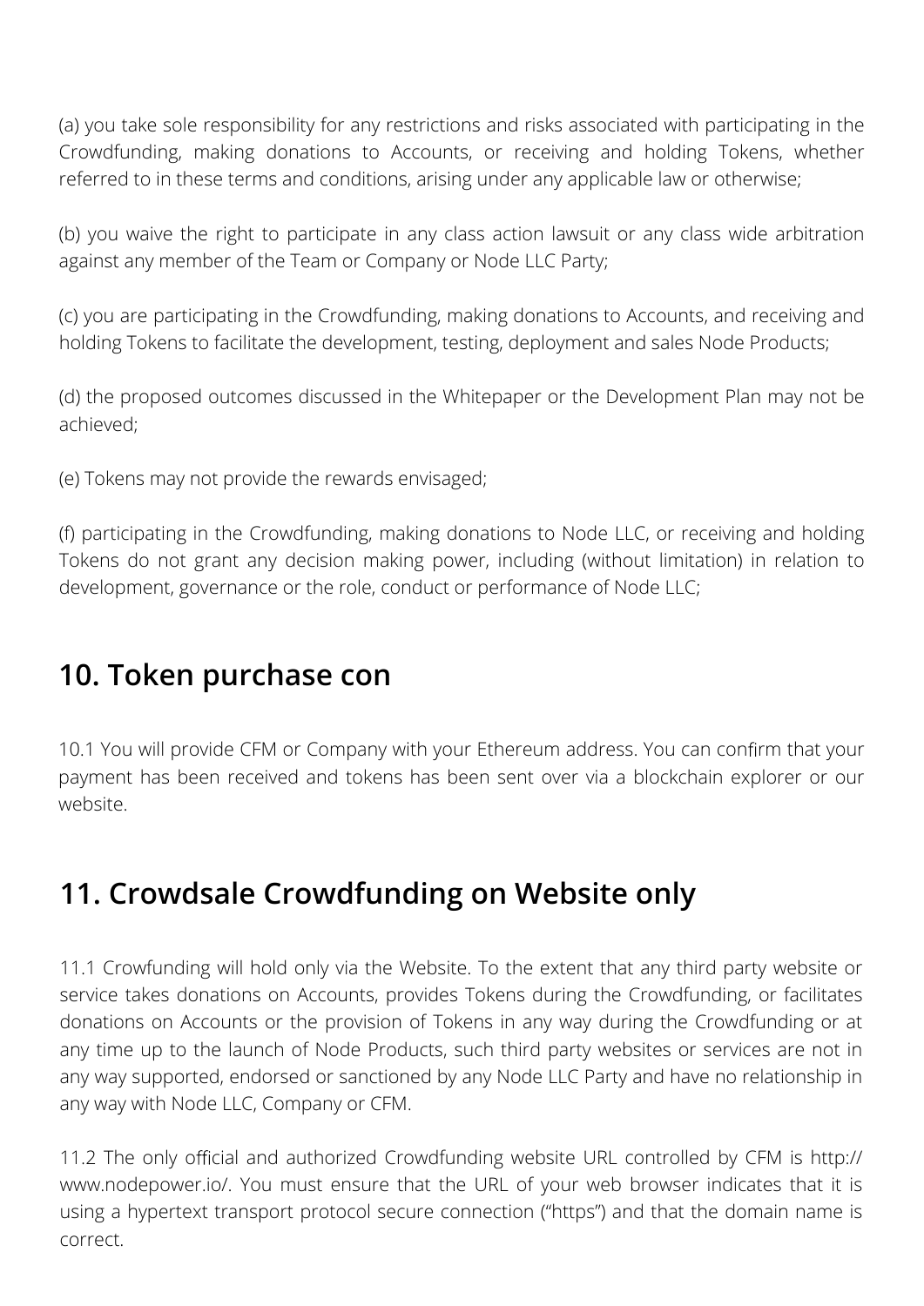(a) you take sole responsibility for any restrictions and risks associated with participating in the Crowdfunding, making donations to Accounts, or receiving and holding Tokens, whether referred to in these terms and conditions, arising under any applicable law or otherwise;

(b) you waive the right to participate in any class action lawsuit or any class wide arbitration against any member of the Team or Company or Node LLC Party;

(c) you are participating in the Crowdfunding, making donations to Accounts, and receiving and holding Tokens to facilitate the development, testing, deployment and sales Node Products;

(d) the proposed outcomes discussed in the Whitepaper or the Development Plan may not be achieved;

(e) Tokens may not provide the rewards envisaged;

(f) participating in the Crowdfunding, making donations to Node LLC, or receiving and holding Tokens do not grant any decision making power, including (without limitation) in relation to development, governance or the role, conduct or performance of Node LLC;

## 10. Token purchase con

10.1 You will provide CFM or Company with your Ethereum address. You can confirm that your payment has been received and tokens has been sent over via a blockchain explorer or our website.

## 11. Crowdsale Crowdfunding on Website only

11.1 Crowfunding will hold only via the Website. To the extent that any third party website or service takes donations on Accounts, provides Tokens during the Crowdfunding, or facilitates donations on Accounts or the provision of Tokens in any way during the Crowdfunding or at any time up to the launch of Node Products, such third party websites or services are not in any way supported, endorsed or sanctioned by any Node LLC Party and have no relationship in any way with Node LLC, Company or CFM.

11.2 The only official and authorized Crowdfunding website URL controlled by CFM is http://www.nodepower.io/. You must ensure that the URL of your web browser indicates that it is using a hypertext transport protocol secure connection ("https") and that the domain name is correct.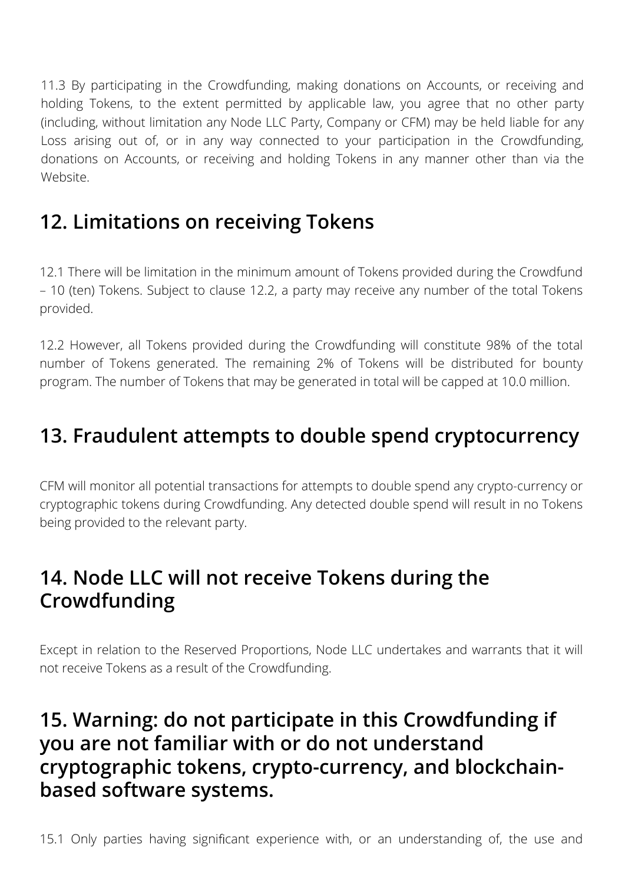11.3 By participating in the Crowdfunding, making donations on Accounts, or receiving and holding Tokens, to the extent permitted by applicable law, you agree that no other party (including, without limitation any Node LLC Party, Company or CFM) may be held liable for any Loss arising out of, or in any way connected to your participation in the Crowdfunding, donations on Accounts, or receiving and holding Tokens in any manner other than via the Website.

## 12. Limitations on receiving Tokens

12.1 There will be limitation in the minimum amount of Tokens provided during the Crowdfund – 10 (ten) Tokens. Subject to clause 12.2, a party may receive any number of the total Tokens provided.

12.2 However, all Tokens provided during the Crowdfunding will constitute 98% of the total number of Tokens generated. The remaining 2% of Tokens will be distributed for bounty program. The number of Tokens that may be generated in total will be capped at 10.0 million.

## 13. Fraudulent attempts to double spend cryptocurrency

CFM will monitor all potential transactions for attempts to double spend any crypto-currency or cryptographic tokens during Crowdfunding. Any detected double spend will result in no Tokens being provided to the relevant party.

## 14. Node LLC will not receive Tokens during the Crowdfunding

Except in relation to the Reserved Proportions, Node LLC undertakes and warrants that it will not receive Tokens as a result of the Crowdfunding.

## 15. Warning: do not participate in this Crowdfunding if you are not familiar with or do not understand cryptographic tokens, crypto-currency, and blockchain-based software systems.

15.1 Only parties having significant experience with, or an understanding of, the use and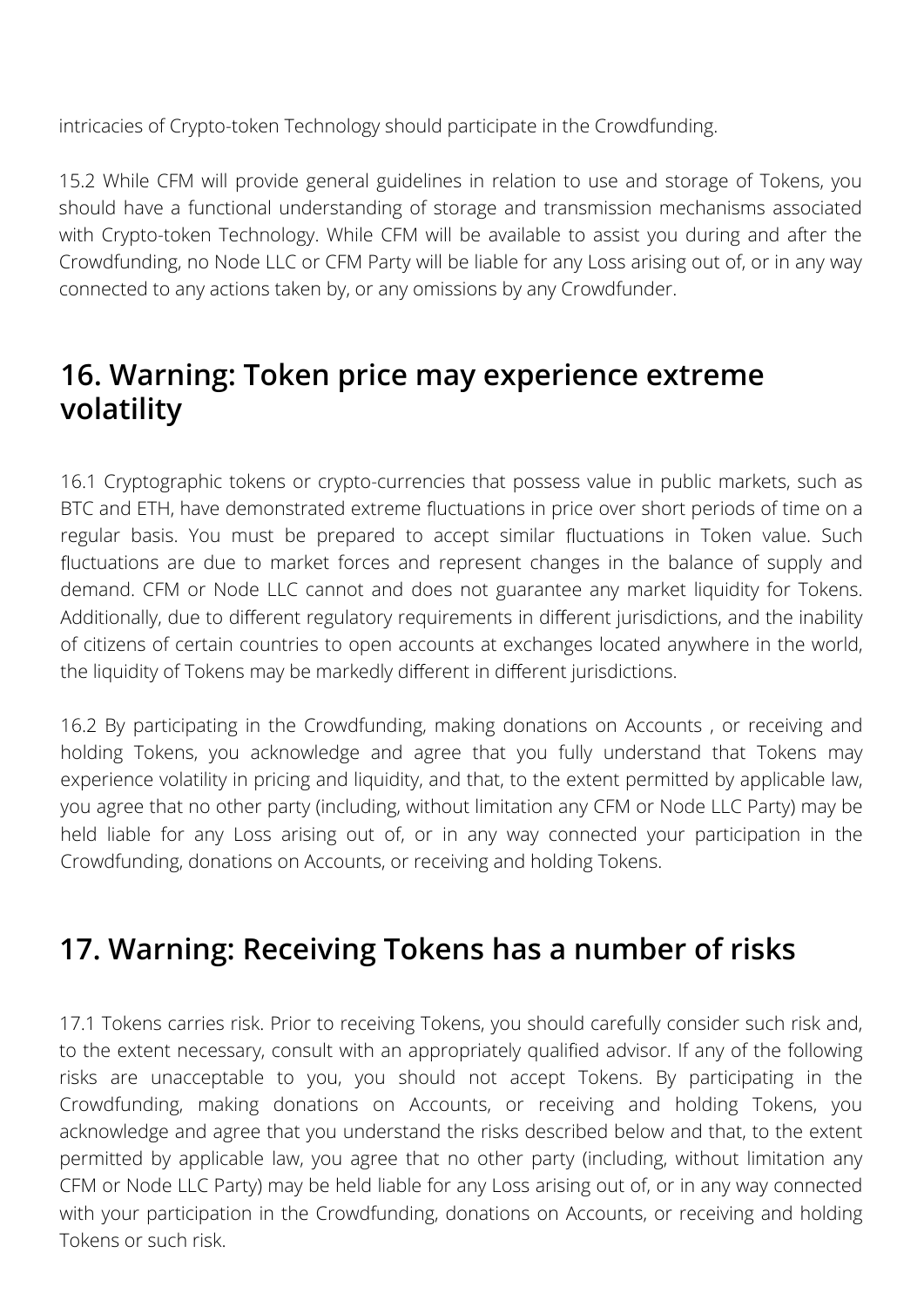intricacies of Crypto-token Technology should participate in the Crowdfunding.

15.2 While CFM will provide general guidelines in relation to use and storage of Tokens, you should have a functional understanding of storage and transmission mechanisms associated with Crypto-token Technology. While CFM will be available to assist you during and after the Crowdfunding, no Node LLC or CFM Party will be liable for any Loss arising out of, or in any way connected to any actions taken by, or any omissions by any Crowdfunder.

## 16. Warning: Token price may experience extreme volatility

16.1 Cryptographic tokens or crypto-currencies that possess value in public markets, such as BTC and ETH, have demonstrated extreme fluctuations in price over short periods of time on a regular basis. You must be prepared to accept similar fluctuations in Token value. Such fluctuations are due to market forces and represent changes in the balance of supply and demand. CFM or Node LLC cannot and does not guarantee any market liquidity for Tokens. Additionally, due to different regulatory requirements in different jurisdictions, and the inability of citizens of certain countries to open accounts at exchanges located anywhere in the world, the liquidity of Tokens may be markedly different in different jurisdictions.

16.2 By participating in the Crowdfunding, making donations on Accounts , or receiving and holding Tokens, you acknowledge and agree that you fully understand that Tokens may experience volatility in pricing and liquidity, and that, to the extent permitted by applicable law, you agree that no other party (including, without limitation any CFM or Node LLC Party) may be held liable for any Loss arising out of, or in any way connected your participation in the Crowdfunding, donations on Accounts, or receiving and holding Tokens.

## 17. Warning: Receiving Tokens has a number of risks

17.1 Tokens carries risk. Prior to receiving Tokens, you should carefully consider such risk and, to the extent necessary, consult with an appropriately qualified advisor. If any of the following risks are unacceptable to you, you should not accept Tokens. By participating in the Crowdfunding, making donations on Accounts, or receiving and holding Tokens, you acknowledge and agree that you understand the risks described below and that, to the extent permitted by applicable law, you agree that no other party (including, without limitation any CFM or Node LLC Party) may be held liable for any Loss arising out of, or in any way connected with your participation in the Crowdfunding, donations on Accounts, or receiving and holding Tokens or such risk.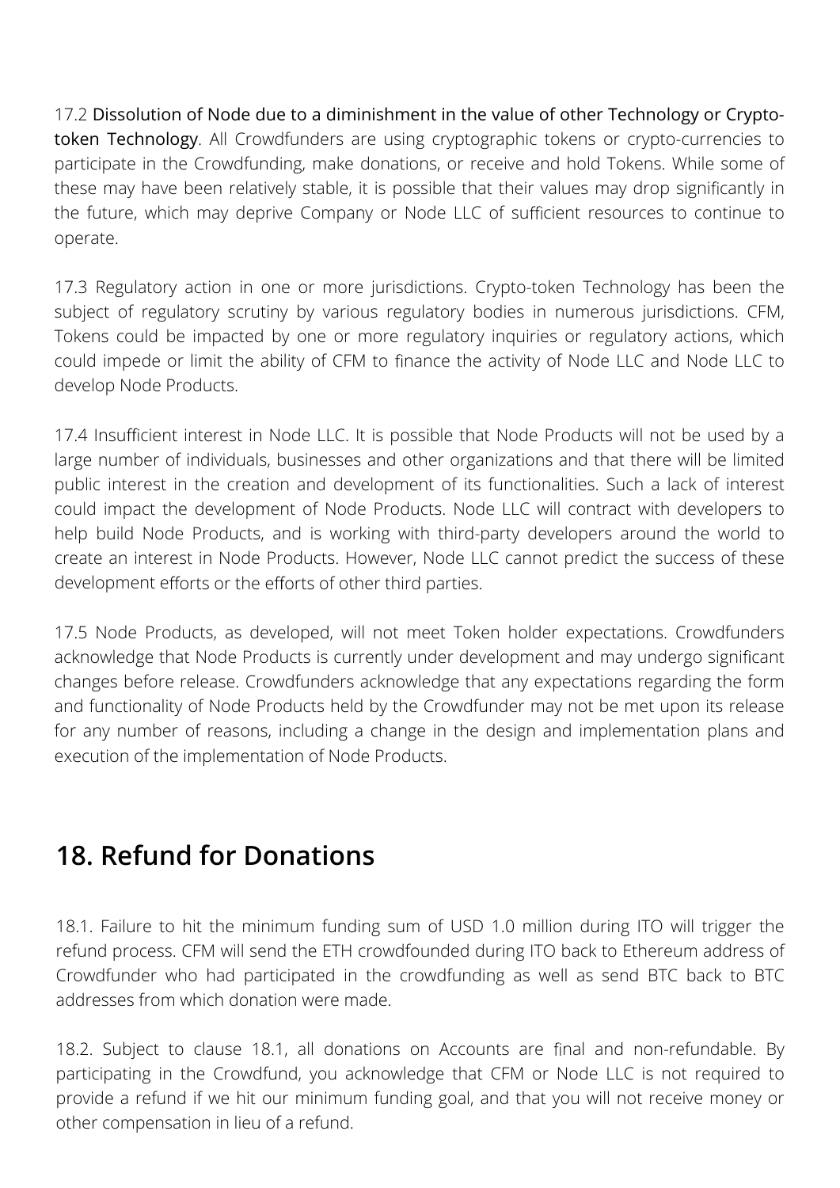17.2 Dissolution of Node due to a diminishment in the value of other Technology or Crypto-token Technology. All Crowdfunders are using cryptographic tokens or crypto-currencies to participate in the Crowdfunding, make donations, or receive and hold Tokens. While some of these may have been relatively stable, it is possible that their values may drop significantly in the future, which may deprive Company or Node LLC of sufficient resources to continue to operate.

17.3 Regulatory action in one or more jurisdictions. Crypto-token Technology has been the subject of regulatory scrutiny by various regulatory bodies in numerous jurisdictions. CFM, Tokens could be impacted by one or more regulatory inquiries or regulatory actions, which could impede or limit the ability of CFM to finance the activity of Node LLC and Node LLC to develop Node Products.

17.4 Insufficient interest in Node LLC. It is possible that Node Products will not be used by a large number of individuals, businesses and other organizations and that there will be limited public interest in the creation and development of its functionalities. Such a lack of interest could impact the development of Node Products. Node LLC will contract with developers to help build Node Products, and is working with third-party developers around the world to create an interest in Node Products. However, Node LLC cannot predict the success of these development efforts or the efforts of other third parties.

17.5 Node Products, as developed, will not meet Token holder expectations. Crowdfunders acknowledge that Node Products is currently under development and may undergo significant changes before release. Crowdfunders acknowledge that any expectations regarding the form and functionality of Node Products held by the Crowdfunder may not be met upon its release for any number of reasons, including a change in the design and implementation plans and execution of the implementation of Node Products.

## 18. Refund for Donations

18.1. Failure to hit the minimum funding sum of USD 1.0 million during ITO will trigger the refund process. CFM will send the ETH crowdfounded during ITO back to Ethereum address of Crowdfunder who had participated in the crowdfunding as well as send BTC back to BTC addresses from which donation were made.

18.2. Subject to clause 18.1, all donations on Accounts are final and non-refundable. By participating in the Crowdfund, you acknowledge that CFM or Node LLC is not required to provide a refund if we hit our minimum funding goal, and that you will not receive money or other compensation in lieu of a refund.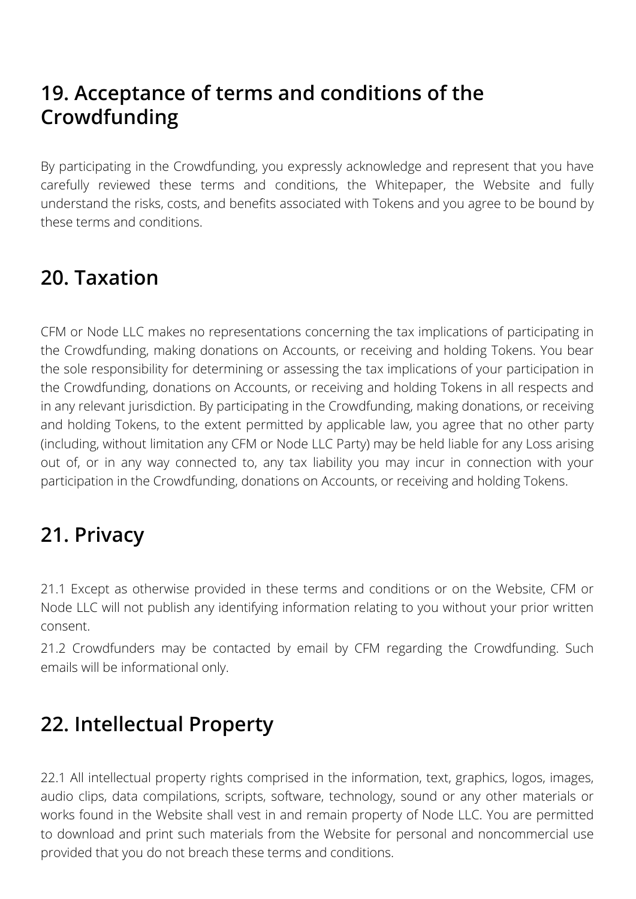## 19. Acceptance of terms and conditions of the Crowdfunding

By participating in the Crowdfunding, you expressly acknowledge and represent that you have carefully reviewed these terms and conditions, the Whitepaper, the Website and fully understand the risks, costs, and benefits associated with Tokens and you agree to be bound by these terms and conditions.

## 20. Taxation

CFM or Node LLC makes no representations concerning the tax implications of participating in the Crowdfunding, making donations on Accounts, or receiving and holding Tokens. You bear the sole responsibility for determining or assessing the tax implications of your participation in the Crowdfunding, donations on Accounts, or receiving and holding Tokens in all respects and in any relevant jurisdiction. By participating in the Crowdfunding, making donations, or receiving and holding Tokens, to the extent permitted by applicable law, you agree that no other party (including, without limitation any CFM or Node LLC Party) may be held liable for any Loss arising out of, or in any way connected to, any tax liability you may incur in connection with your participation in the Crowdfunding, donations on Accounts, or receiving and holding Tokens.

## 21. Privacy

21.1 Except as otherwise provided in these terms and conditions or on the Website, CFM or Node LLC will not publish any identifying information relating to you without your prior written consent.

21.2 Crowdfunders may be contacted by email by CFM regarding the Crowdfunding. Such emails will be informational only.

## 22. Intellectual Property

22.1 All intellectual property rights comprised in the information, text, graphics, logos, images, audio clips, data compilations, scripts, software, technology, sound or any other materials or works found in the Website shall vest in and remain property of Node LLC. You are permitted to download and print such materials from the Website for personal and noncommercial use provided that you do not breach these terms and conditions.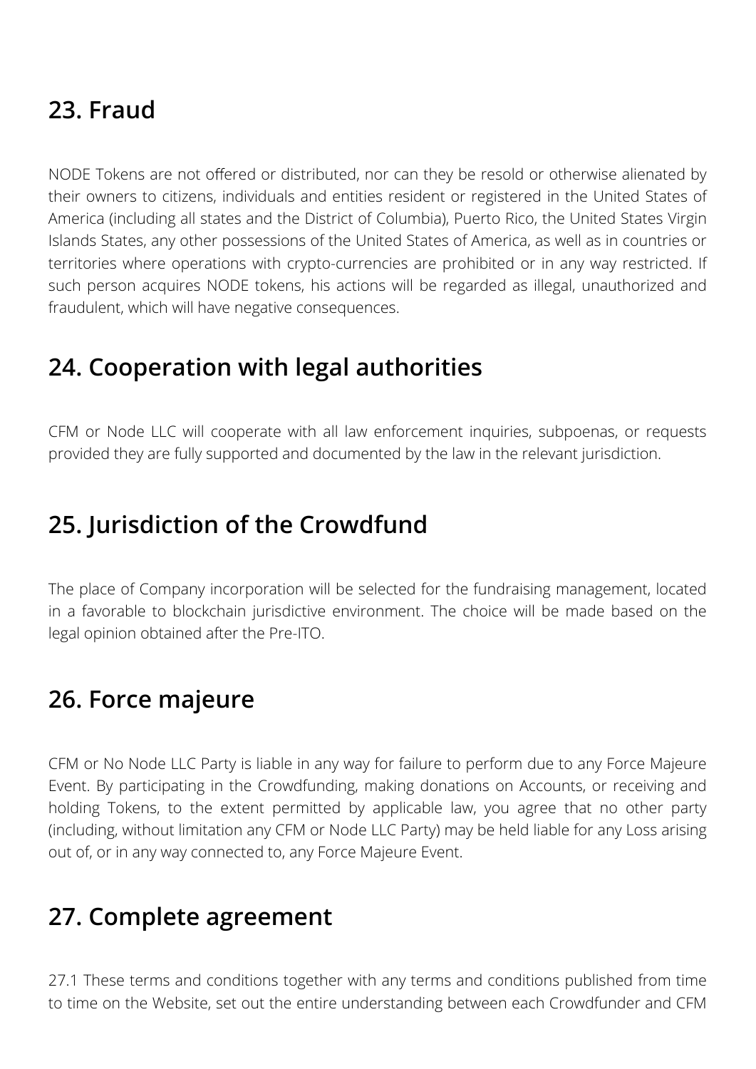## 23. Fraud

NODE Tokens are not offered or distributed, nor can they be resold or otherwise alienated by their owners to citizens, individuals and entities resident or registered in the United States of America (including all states and the District of Columbia), Puerto Rico, the United States Virgin Islands States, any other possessions of the United States of America, as well as in countries or territories where operations with crypto-currencies are prohibited or in any way restricted. If such person acquires NODE tokens, his actions will be regarded as illegal, unauthorized and fraudulent, which will have negative consequences.

## 24. Cooperation with legal authorities

CFM or Node LLC will cooperate with all law enforcement inquiries, subpoenas, or requests provided they are fully supported and documented by the law in the relevant jurisdiction.

## 25. Jurisdiction of the Crowdfund

The place of Company incorporation will be selected for the fundraising management, located in a favorable to blockchain jurisdictive environment. The choice will be made based on the legal opinion obtained after the Pre-ITO.

## 26. Force majeure

CFM or No Node LLC Party is liable in any way for failure to perform due to any Force Majeure Event. By participating in the Crowdfunding, making donations on Accounts, or receiving and holding Tokens, to the extent permitted by applicable law, you agree that no other party (including, without limitation any CFM or Node LLC Party) may be held liable for any Loss arising out of, or in any way connected to, any Force Majeure Event.

## 27. Complete agreement

27.1 These terms and conditions together with any terms and conditions published from time to time on the Website, set out the entire understanding between each Crowdfunder and CFM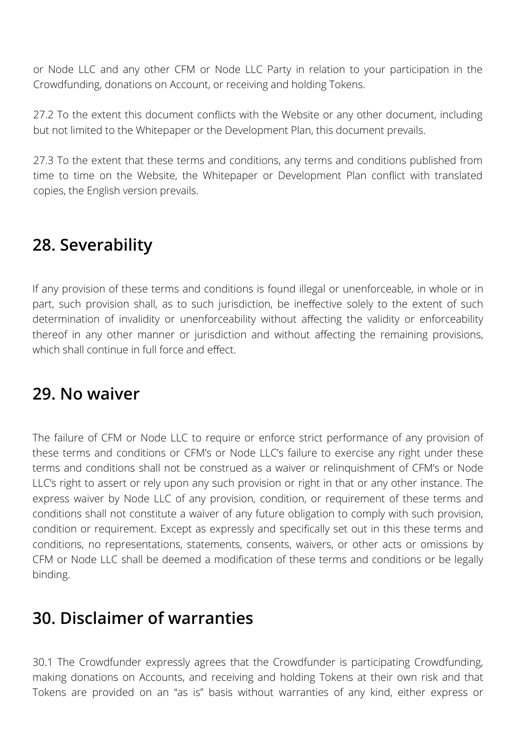or Node LLC and any other CFM or Node LLC Party in relation to your participation in the Crowdfunding, donations on Account, or receiving and holding Tokens.

27.2 To the extent this document conflicts with the Website or any other document, including but not limited to the Whitepaper or the Development Plan, this document prevails.

27.3 To the extent that these terms and conditions, any terms and conditions published from time to time on the Website, the Whitepaper or Development Plan conflict with translated copies, the English version prevails.

## 28. Severability

If any provision of these terms and conditions is found illegal or unenforceable, in whole or in part, such provision shall, as to such jurisdiction, be ineffective solely to the extent of such determination of invalidity or unenforceability without affecting the validity or enforceability thereof in any other manner or jurisdiction and without affecting the remaining provisions, which shall continue in full force and effect.

## 29. No waiver

The failure of CFM or Node LLC to require or enforce strict performance of any provision of these terms and conditions or CFM's or Node LLC's failure to exercise any right under these terms and conditions shall not be construed as a waiver or relinquishment of CFM's or Node LLC's right to assert or rely upon any such provision or right in that or any other instance. The express waiver by Node LLC of any provision, condition, or requirement of these terms and conditions shall not constitute a waiver of any future obligation to comply with such provision, condition or requirement. Except as expressly and specifically set out in this these terms and conditions, no representations, statements, consents, waivers, or other acts or omissions by CFM or Node LLC shall be deemed a modification of these terms and conditions or be legally binding.

## 30. Disclaimer of warranties

30.1 The Crowdfunder expressly agrees that the Crowdfunder is participating Crowdfunding, making donations on Accounts, and receiving and holding Tokens at their own risk and that Tokens are provided on an "as is" basis without warranties of any kind, either express or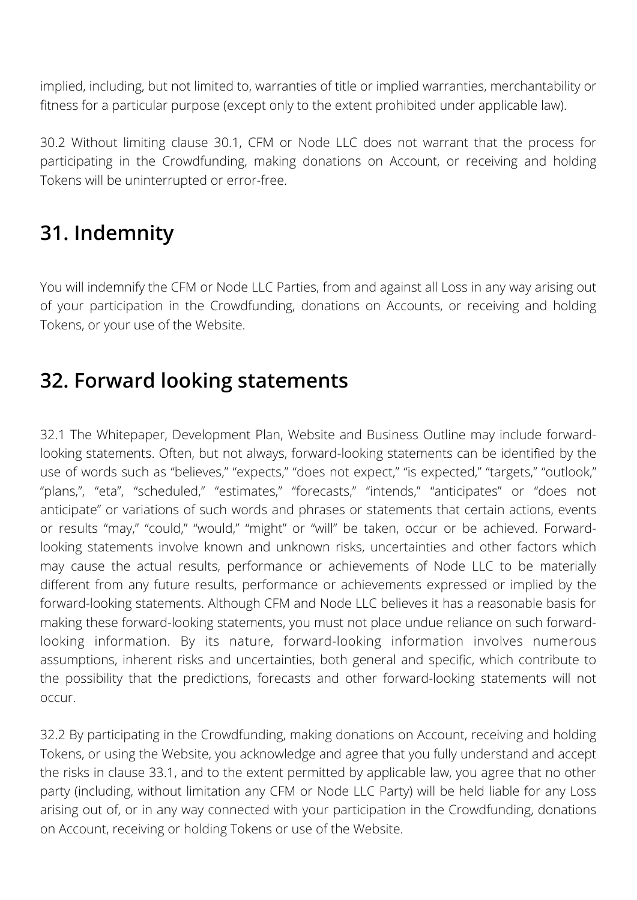implied, including, but not limited to, warranties of title or implied warranties, merchantability or fitness for a particular purpose (except only to the extent prohibited under applicable law).

30.2 Without limiting clause 30.1, CFM or Node LLC does not warrant that the process for participating in the Crowdfunding, making donations on Account, or receiving and holding Tokens will be uninterrupted or error-free.

## 31. Indemnity

You will indemnify the CFM or Node LLC Parties, from and against all Loss in any way arising out of your participation in the Crowdfunding, donations on Accounts, or receiving and holding Tokens, or your use of the Website.

## 32. Forward looking statements

32.1 The Whitepaper, Development Plan, Website and Business Outline may include forward-looking statements. Often, but not always, forward-looking statements can be identified by the use of words such as "believes," "expects," "does not expect," "is expected," "targets," "outlook," "plans,", "eta", "scheduled," "estimates," "forecasts," "intends," "anticipates" or "does not anticipate" or variations of such words and phrases or statements that certain actions, events or results "may," "could," "would," "might" or "will" be taken, occur or be achieved. Forward-looking statements involve known and unknown risks, uncertainties and other factors which may cause the actual results, performance or achievements of Node LLC to be materially different from any future results, performance or achievements expressed or implied by the forward-looking statements. Although CFM and Node LLC believes it has a reasonable basis for making these forward-looking statements, you must not place undue reliance on such forward-looking information. By its nature, forward-looking information involves numerous assumptions, inherent risks and uncertainties, both general and specific, which contribute to the possibility that the predictions, forecasts and other forward-looking statements will not occur.

32.2 By participating in the Crowdfunding, making donations on Account, receiving and holding Tokens, or using the Website, you acknowledge and agree that you fully understand and accept the risks in clause 33.1, and to the extent permitted by applicable law, you agree that no other party (including, without limitation any CFM or Node LLC Party) will be held liable for any Loss arising out of, or in any way connected with your participation in the Crowdfunding, donations on Account, receiving or holding Tokens or use of the Website.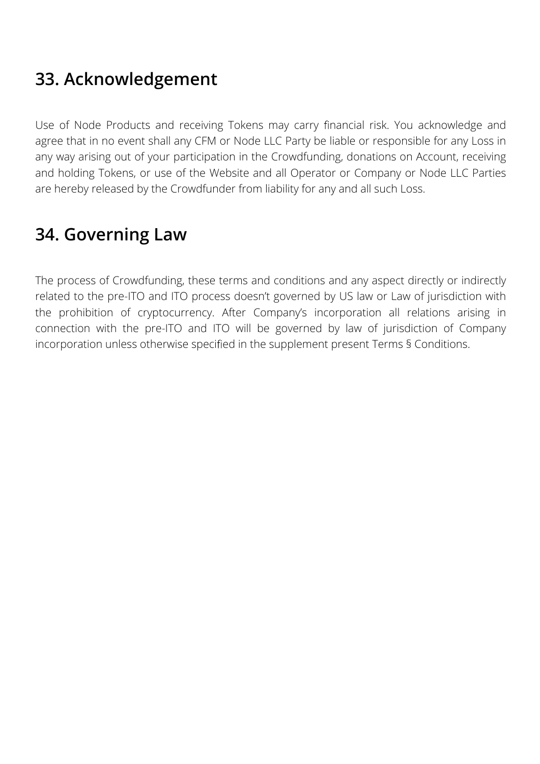## 33. Acknowledgement

Use of Node Products and receiving Tokens may carry financial risk. You acknowledge and agree that in no event shall any CFM or Node LLC Party be liable or responsible for any Loss in any way arising out of your participation in the Crowdfunding, donations on Account, receiving and holding Tokens, or use of the Website and all Operator or Company or Node LLC Parties are hereby released by the Crowdfunder from liability for any and all such Loss.

## 34. Governing Law

The process of Crowdfunding, these terms and conditions and any aspect directly or indirectly related to the pre-ITO and ITO process doesn't governed by US law or Law of jurisdiction with the prohibition of cryptocurrency. After Company's incorporation all relations arising in connection with the pre-ITO and ITO will be governed by law of jurisdiction of Company incorporation unless otherwise specified in the supplement present Terms § Conditions.